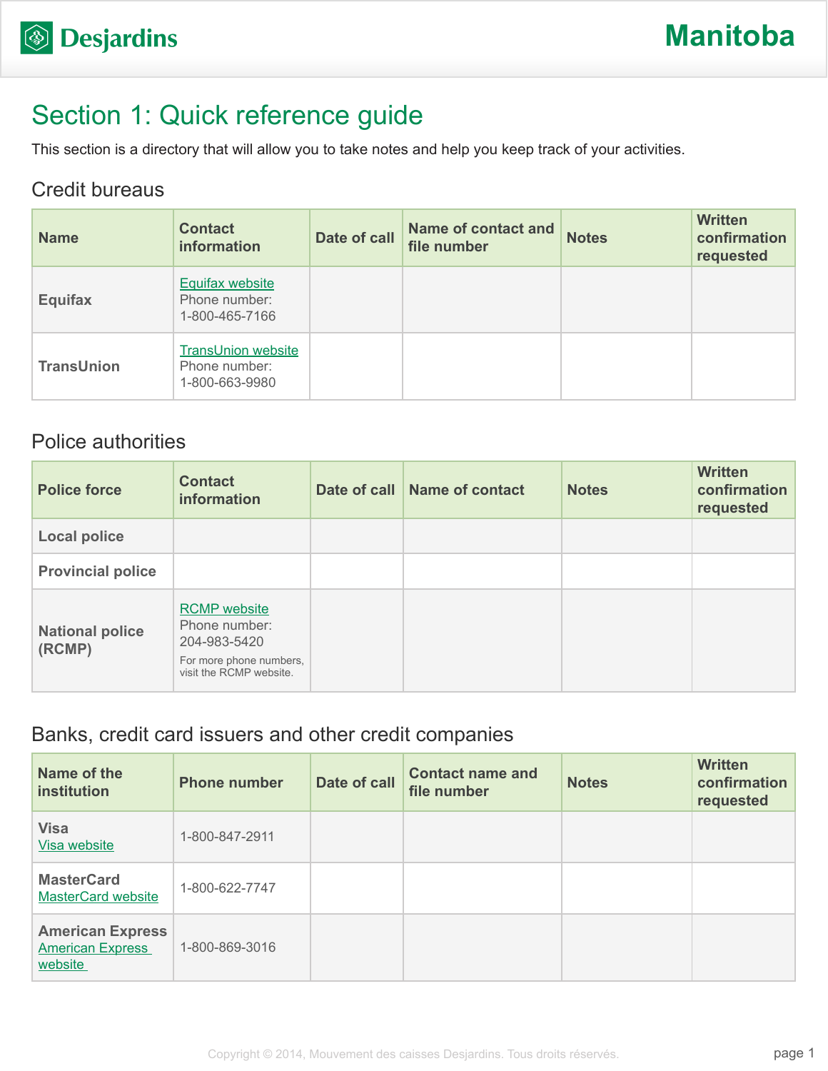# Section 1: Quick reference guide

This section is a directory that will allow you to take notes and help you keep track of your activities.

## Credit bureaus

| Name | Contact information | Date of call | Name of contact and file number | Notes | Written confirmation requested |
|---|---|---|---|---|---|
| **Equifax** | Equifax website<br>Phone number:<br>1-800-465-7166 | | | | |
| **TransUnion** | TransUnion website<br>Phone number:<br>1-800-663-9980 | | | | |

## Police authorities

| Police force | Contact information | Date of call | Name of contact | Notes | Written confirmation requested |
|---|---|---|---|---|---|
| **Local police** | | | | | |
| **Provincial police** | | | | | |
| **National police (RCMP)** | RCMP website<br>Phone number:<br>204-983-5420<br>For more phone numbers, visit the RCMP website. | | | | |

## Banks, credit card issuers and other credit companies

| Name of the institution | Phone number | Date of call | Contact name and file number | Notes | Written confirmation requested |
|---|---|---|---|---|---|
| **Visa**<br>Visa website | 1-800-847-2911 | | | | |
| **MasterCard**<br>MasterCard website | 1-800-622-7747 | | | | |
| **American Express**<br>American Express website | 1-800-869-3016 | | | | |

Copyright © 2014, Mouvement des caisses Desjardins. Tous droits réservés.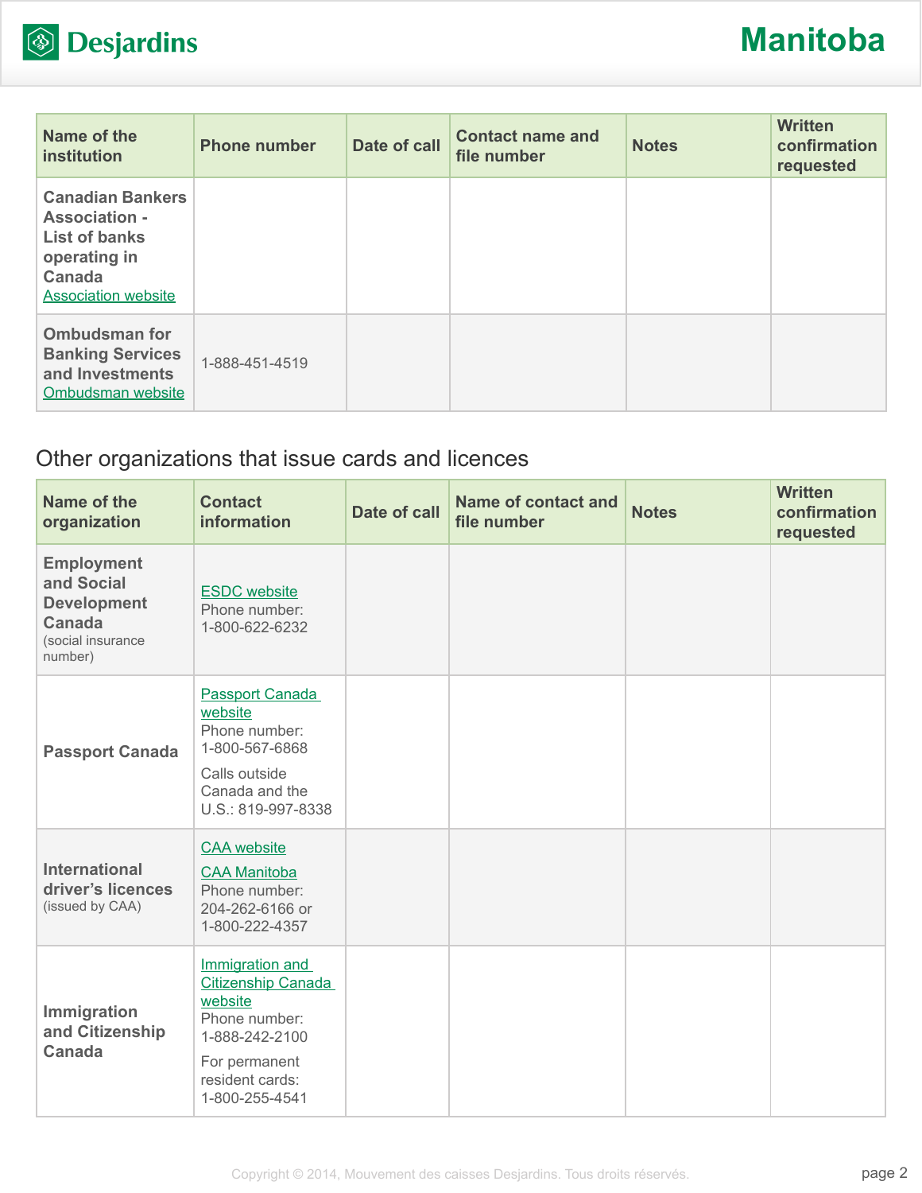| Name of the institution | Phone number | Date of call | Contact name and file number | Notes | Written confirmation requested |
|---|---|---|---|---|---|
| **Canadian Bankers Association - List of banks operating in Canada** Association website | | | | | |
| **Ombudsman for Banking Services and Investments** Ombudsman website | 1-888-451-4519 | | | | |

## Other organizations that issue cards and licences

| Name of the organization | Contact information | Date of call | Name of contact and file number | Notes | Written confirmation requested |
|---|---|---|---|---|---|
| **Employment and Social Development Canada** (social insurance number) | ESDC website Phone number: 1-800-622-6232 | | | | |
| **Passport Canada** | Passport Canada website Phone number: 1-800-567-6868 Calls outside Canada and the U.S.: 819-997-8338 | | | | |
| **International driver's licences** (issued by CAA) | CAA website CAA Manitoba Phone number: 204-262-6166 or 1-800-222-4357 | | | | |
| **Immigration and Citizenship Canada** | Immigration and Citizenship Canada website Phone number: 1-888-242-2100 For permanent resident cards: 1-800-255-4541 | | | | |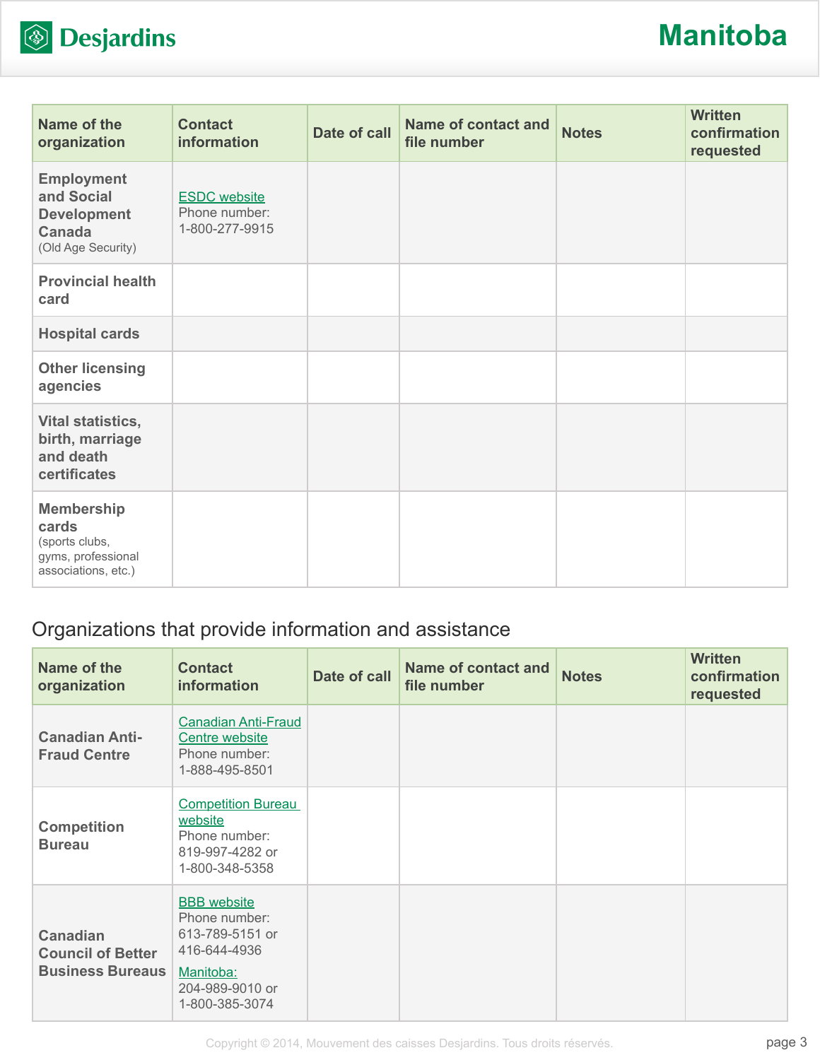| Name of the organization | Contact information | Date of call | Name of contact and file number | Notes | Written confirmation requested |
|---|---|---|---|---|---|
| **Employment and Social Development Canada** (Old Age Security) | ESDC website Phone number: 1-800-277-9915 | | | | |
| **Provincial health card** | | | | | |
| **Hospital cards** | | | | | |
| **Other licensing agencies** | | | | | |
| **Vital statistics, birth, marriage and death certificates** | | | | | |
| **Membership cards** (sports clubs, gyms, professional associations, etc.) | | | | | |

## Organizations that provide information and assistance

| Name of the organization | Contact information | Date of call | Name of contact and file number | Notes | Written confirmation requested |
|---|---|---|---|---|---|
| **Canadian Anti-Fraud Centre** | Canadian Anti-Fraud Centre website Phone number: 1-888-495-8501 | | | | |
| **Competition Bureau** | Competition Bureau website Phone number: 819-997-4282 or 1-800-348-5358 | | | | |
| **Canadian Council of Better Business Bureaus** | BBB website Phone number: 613-789-5151 or 416-644-4936 Manitoba: 204-989-9010 or 1-800-385-3074 | | | | |

Copyright © 2014, Mouvement des caisses Desjardins. Tous droits réservés.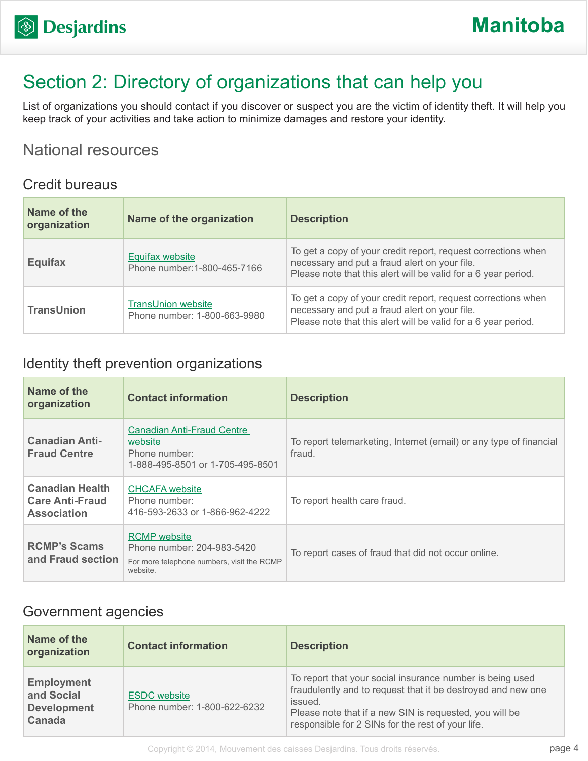# Section 2: Directory of organizations that can help you

List of organizations you should contact if you discover or suspect you are the victim of identity theft. It will help you keep track of your activities and take action to minimize damages and restore your identity.

## National resources

### Credit bureaus

| Name of the organization | Name of the organization | Description |
|---|---|---|
| **Equifax** | Equifax website<br>Phone number:1-800-465-7166 | To get a copy of your credit report, request corrections when necessary and put a fraud alert on your file.<br>Please note that this alert will be valid for a 6 year period. |
| **TransUnion** | TransUnion website<br>Phone number: 1-800-663-9980 | To get a copy of your credit report, request corrections when necessary and put a fraud alert on your file.<br>Please note that this alert will be valid for a 6 year period. |

### Identity theft prevention organizations

| Name of the organization | Contact information | Description |
|---|---|---|
| **Canadian Anti-Fraud Centre** | Canadian Anti-Fraud Centre website<br>Phone number:<br>1-888-495-8501 or 1-705-495-8501 | To report telemarketing, Internet (email) or any type of financial fraud. |
| **Canadian Health Care Anti-Fraud Association** | CHCAFA website<br>Phone number:<br>416-593-2633 or 1-866-962-4222 | To report health care fraud. |
| **RCMP's Scams and Fraud section** | RCMP website<br>Phone number: 204-983-5420<br>For more telephone numbers, visit the RCMP website. | To report cases of fraud that did not occur online. |

### Government agencies

| Name of the organization | Contact information | Description |
|---|---|---|
| **Employment and Social Development Canada** | ESDC website<br>Phone number: 1-800-622-6232 | To report that your social insurance number is being used fraudulently and to request that it be destroyed and new one issued.<br>Please note that if a new SIN is requested, you will be responsible for 2 SINs for the rest of your life. |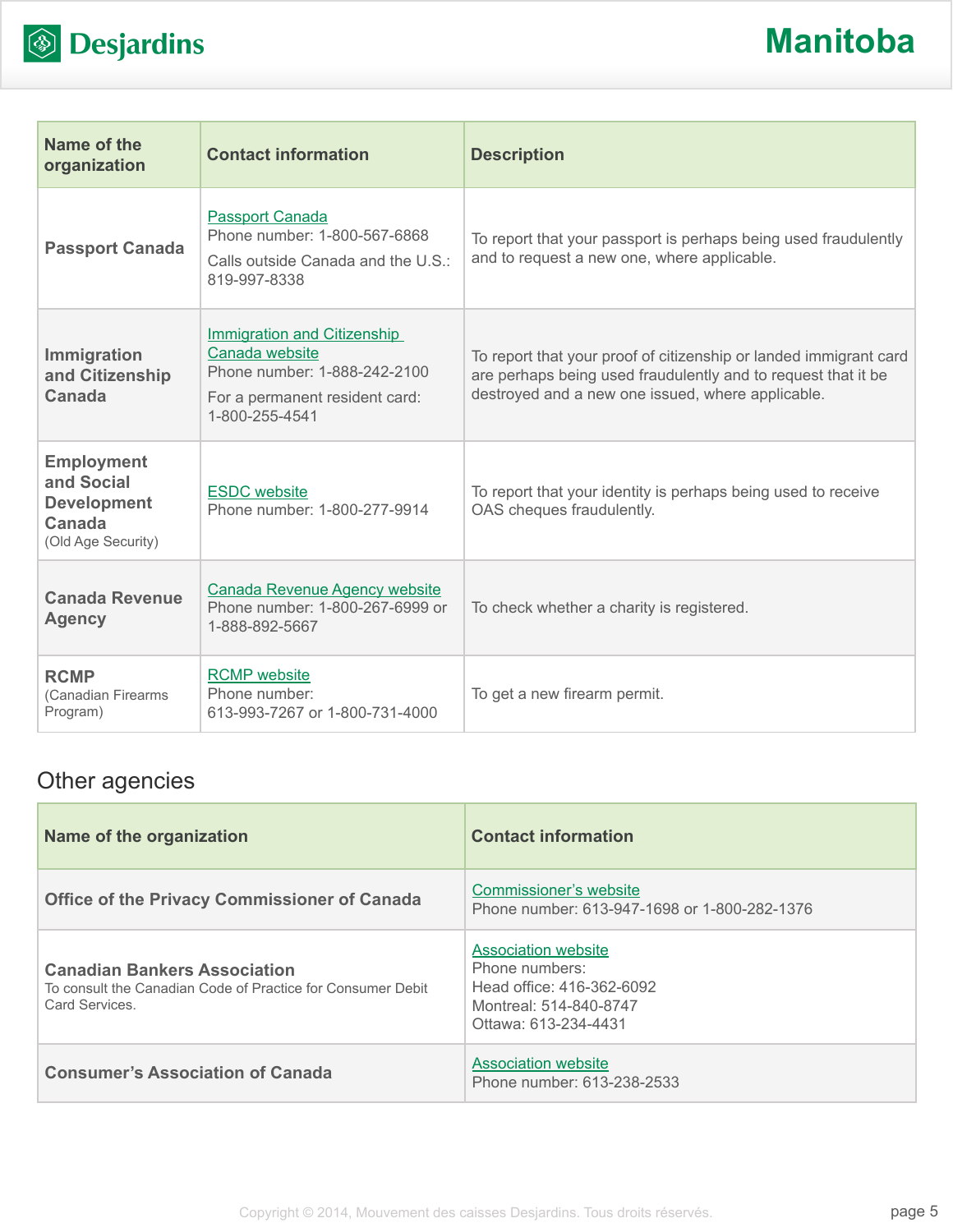| Name of the organization | Contact information | Description |
|---|---|---|
| **Passport Canada** | Passport Canada<br>Phone number: 1-800-567-6868<br>Calls outside Canada and the U.S.: 819-997-8338 | To report that your passport is perhaps being used fraudulently and to request a new one, where applicable. |
| **Immigration and Citizenship Canada** | Immigration and Citizenship Canada website<br>Phone number: 1-888-242-2100<br>For a permanent resident card: 1-800-255-4541 | To report that your proof of citizenship or landed immigrant card are perhaps being used fraudulently and to request that it be destroyed and a new one issued, where applicable. |
| **Employment and Social Development Canada** (Old Age Security) | ESDC website<br>Phone number: 1-800-277-9914 | To report that your identity is perhaps being used to receive OAS cheques fraudulently. |
| **Canada Revenue Agency** | Canada Revenue Agency website<br>Phone number: 1-800-267-6999 or 1-888-892-5667 | To check whether a charity is registered. |
| **RCMP** (Canadian Firearms Program) | RCMP website<br>Phone number:<br>613-993-7267 or 1-800-731-4000 | To get a new firearm permit. |

## Other agencies

| Name of the organization | Contact information |
|---|---|
| **Office of the Privacy Commissioner of Canada** | Commissioner's website<br>Phone number: 613-947-1698 or 1-800-282-1376 |
| **Canadian Bankers Association**<br>To consult the Canadian Code of Practice for Consumer Debit Card Services. | Association website<br>Phone numbers:<br>Head office: 416-362-6092<br>Montreal: 514-840-8747<br>Ottawa: 613-234-4431 |
| **Consumer's Association of Canada** | Association website<br>Phone number: 613-238-2533 |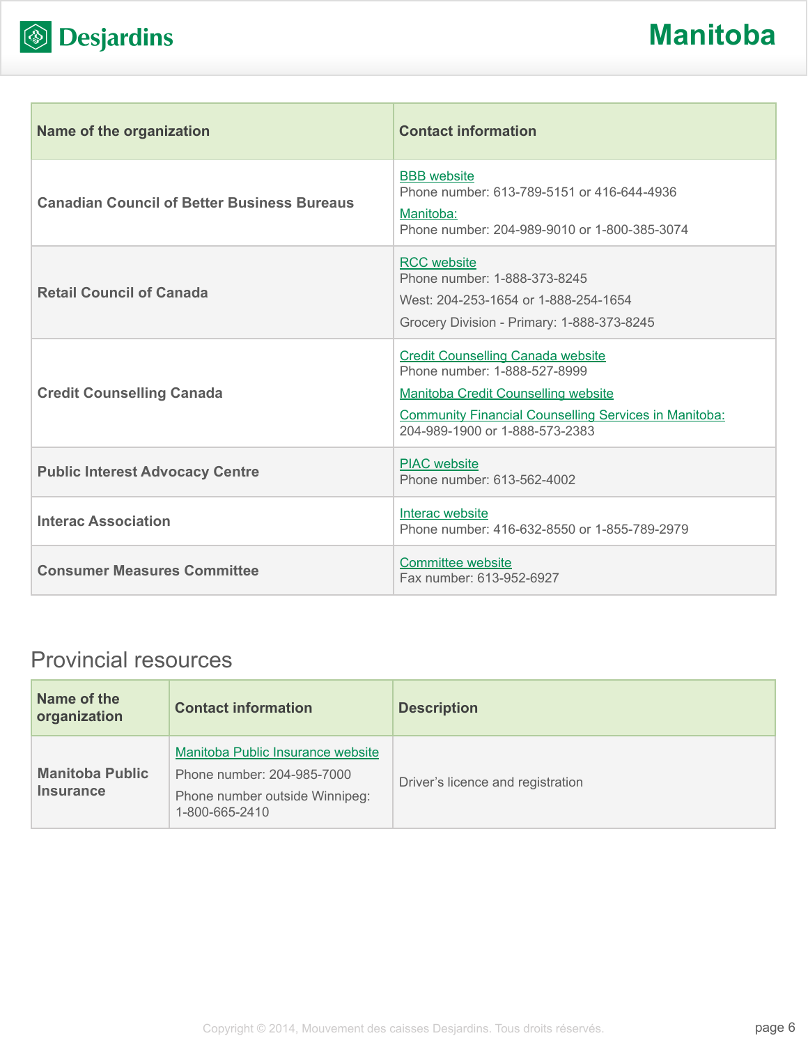| Name of the organization | Contact information |
|---|---|
| **Canadian Council of Better Business Bureaus** | BBB website<br>Phone number: 613-789-5151 or 416-644-4936<br>Manitoba:<br>Phone number: 204-989-9010 or 1-800-385-3074 |
| **Retail Council of Canada** | RCC website<br>Phone number: 1-888-373-8245<br>West: 204-253-1654 or 1-888-254-1654<br>Grocery Division - Primary: 1-888-373-8245 |
| **Credit Counselling Canada** | Credit Counselling Canada website<br>Phone number: 1-888-527-8999<br>Manitoba Credit Counselling website<br>Community Financial Counselling Services in Manitoba:<br>204-989-1900 or 1-888-573-2383 |
| **Public Interest Advocacy Centre** | PIAC website<br>Phone number: 613-562-4002 |
| **Interac Association** | Interac website<br>Phone number: 416-632-8550 or 1-855-789-2979 |
| **Consumer Measures Committee** | Committee website<br>Fax number: 613-952-6927 |

## Provincial resources

| Name of the organization | Contact information | Description |
|---|---|---|
| **Manitoba Public Insurance** | Manitoba Public Insurance website<br>Phone number: 204-985-7000<br>Phone number outside Winnipeg: 1-800-665-2410 | Driver's licence and registration |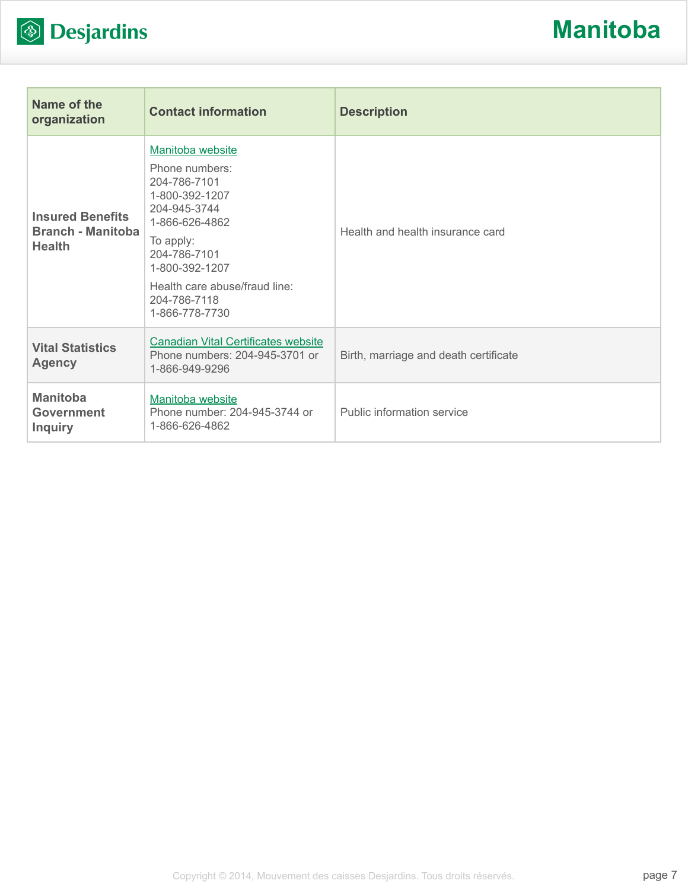# Manitoba

| Name of the organization | Contact information | Description |
|---|---|---|
| **Insured Benefits Branch - Manitoba Health** | Manitoba website<br>Phone numbers:<br>204-786-7101<br>1-800-392-1207<br>204-945-3744<br>1-866-626-4862<br>To apply:<br>204-786-7101<br>1-800-392-1207<br>Health care abuse/fraud line:<br>204-786-7118<br>1-866-778-7730 | Health and health insurance card |
| **Vital Statistics Agency** | Canadian Vital Certificates website<br>Phone numbers: 204-945-3701 or 1-866-949-9296 | Birth, marriage and death certificate |
| **Manitoba Government Inquiry** | Manitoba website<br>Phone number: 204-945-3744 or 1-866-626-4862 | Public information service |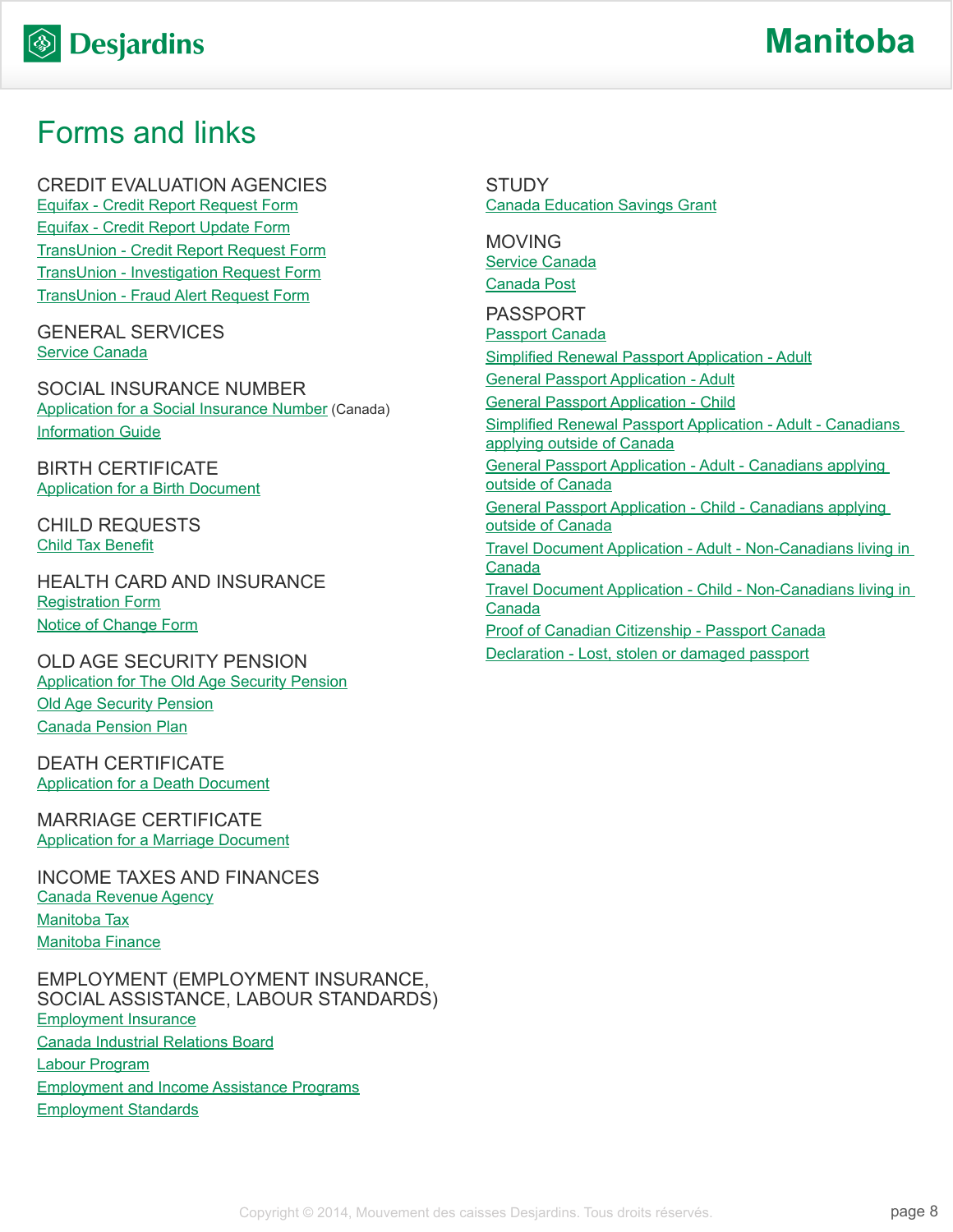# Forms and links

## CREDIT EVALUATION AGENCIES

Equifax - Credit Report Request Form
Equifax - Credit Report Update Form
TransUnion - Credit Report Request Form
TransUnion - Investigation Request Form
TransUnion - Fraud Alert Request Form

## GENERAL SERVICES

Service Canada

## SOCIAL INSURANCE NUMBER

Application for a Social Insurance Number (Canada)
Information Guide

## BIRTH CERTIFICATE

Application for a Birth Document

## CHILD REQUESTS

Child Tax Benefit

## HEALTH CARD AND INSURANCE

Registration Form
Notice of Change Form

## OLD AGE SECURITY PENSION

Application for The Old Age Security Pension
Old Age Security Pension
Canada Pension Plan

## DEATH CERTIFICATE

Application for a Death Document

## MARRIAGE CERTIFICATE

Application for a Marriage Document

## INCOME TAXES AND FINANCES

Canada Revenue Agency
Manitoba Tax
Manitoba Finance

## EMPLOYMENT (EMPLOYMENT INSURANCE, SOCIAL ASSISTANCE, LABOUR STANDARDS)

Employment Insurance
Canada Industrial Relations Board
Labour Program
Employment and Income Assistance Programs
Employment Standards

## STUDY

Canada Education Savings Grant

## MOVING

Service Canada
Canada Post

## PASSPORT

Passport Canada
Simplified Renewal Passport Application - Adult
General Passport Application - Adult
General Passport Application - Child
Simplified Renewal Passport Application - Adult - Canadians applying outside of Canada
General Passport Application - Adult - Canadians applying outside of Canada
General Passport Application - Child - Canadians applying outside of Canada
Travel Document Application - Adult - Non-Canadians living in Canada
Travel Document Application - Child - Non-Canadians living in Canada
Proof of Canadian Citizenship - Passport Canada
Declaration - Lost, stolen or damaged passport

Copyright © 2014, Mouvement des caisses Desjardins. Tous droits réservés.